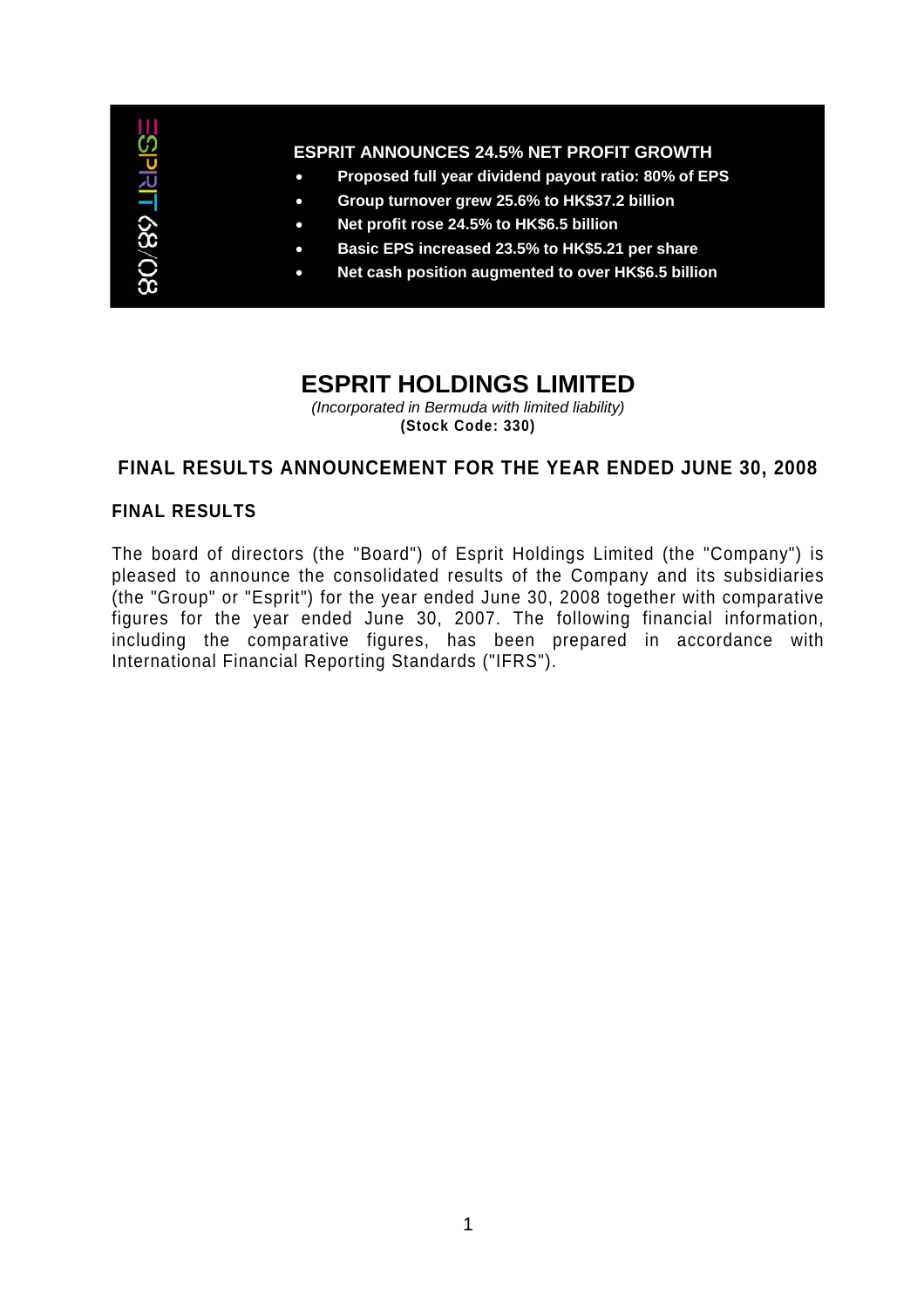ESPRIT 68/08

**ESPRIT ANNOUNCES 24.5% NET PROFIT GROWTH**

- **Proposed full year dividend payout ratio: 80% of EPS**
- **Group turnover grew 25.6% to HK$37.2 billion**
- **Net profit rose 24.5% to HK$6.5 billion**
- **Basic EPS increased 23.5% to HK$5.21 per share**
- **Net cash position augmented to over HK$6.5 billion**

# ESPRIT HOLDINGS LIMITED

*(Incorporated in Bermuda with limited liability)*

**(Stock Code: 330)**

## FINAL RESULTS ANNOUNCEMENT FOR THE YEAR ENDED JUNE 30, 2008

### FINAL RESULTS

The board of directors (the "Board") of Esprit Holdings Limited (the "Company") is pleased to announce the consolidated results of the Company and its subsidiaries (the "Group" or "Esprit") for the year ended June 30, 2008 together with comparative figures for the year ended June 30, 2007. The following financial information, including the comparative figures, has been prepared in accordance with International Financial Reporting Standards ("IFRS").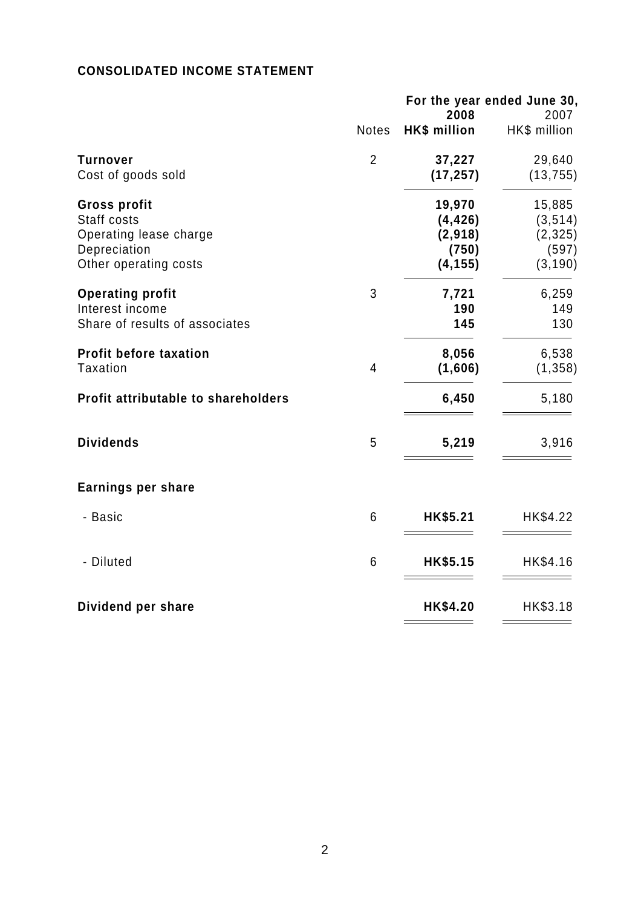## CONSOLIDATED INCOME STATEMENT

| | Notes | For the year ended June 30, 2008 HK$ million | 2007 HK$ million |
|---|---|---|---|
| **Turnover** | 2 | **37,227** | 29,640 |
| Cost of goods sold | | **(17,257)** | (13,755) |
| **Gross profit** | | **19,970** | 15,885 |
| Staff costs | | **(4,426)** | (3,514) |
| Operating lease charge | | **(2,918)** | (2,325) |
| Depreciation | | **(750)** | (597) |
| Other operating costs | | **(4,155)** | (3,190) |
| **Operating profit** | 3 | **7,721** | 6,259 |
| Interest income | | **190** | 149 |
| Share of results of associates | | **145** | 130 |
| **Profit before taxation** | | **8,056** | 6,538 |
| Taxation | 4 | **(1,606)** | (1,358) |
| **Profit attributable to shareholders** | | **6,450** | 5,180 |
| **Dividends** | 5 | **5,219** | 3,916 |
| **Earnings per share** | | | |
| - Basic | 6 | **HK$5.21** | HK$4.22 |
| - Diluted | 6 | **HK$5.15** | HK$4.16 |
| **Dividend per share** | | **HK$4.20** | HK$3.18 |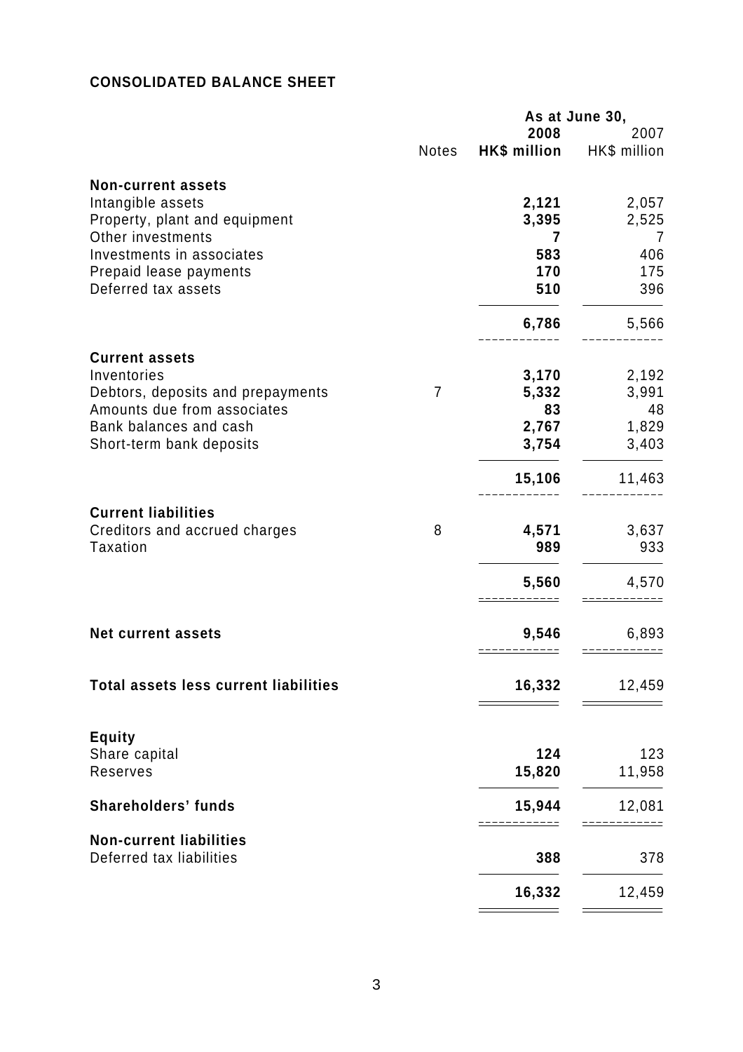## CONSOLIDATED BALANCE SHEET

| | Notes | As at June 30, 2008 HK$ million | 2007 HK$ million |
|---|---|---|---|
| **Non-current assets** | | | |
| Intangible assets | | **2,121** | 2,057 |
| Property, plant and equipment | | **3,395** | 2,525 |
| Other investments | | **7** | 7 |
| Investments in associates | | **583** | 406 |
| Prepaid lease payments | | **170** | 175 |
| Deferred tax assets | | **510** | 396 |
| | | **6,786** | 5,566 |
| **Current assets** | | | |
| Inventories | | **3,170** | 2,192 |
| Debtors, deposits and prepayments | 7 | **5,332** | 3,991 |
| Amounts due from associates | | **83** | 48 |
| Bank balances and cash | | **2,767** | 1,829 |
| Short-term bank deposits | | **3,754** | 3,403 |
| | | **15,106** | 11,463 |
| **Current liabilities** | | | |
| Creditors and accrued charges | 8 | **4,571** | 3,637 |
| Taxation | | **989** | 933 |
| | | **5,560** | 4,570 |
| **Net current assets** | | **9,546** | 6,893 |
| **Total assets less current liabilities** | | **16,332** | 12,459 |
| **Equity** | | | |
| Share capital | | **124** | 123 |
| Reserves | | **15,820** | 11,958 |
| **Shareholders' funds** | | **15,944** | 12,081 |
| **Non-current liabilities** | | | |
| Deferred tax liabilities | | **388** | 378 |
| | | **16,332** | 12,459 |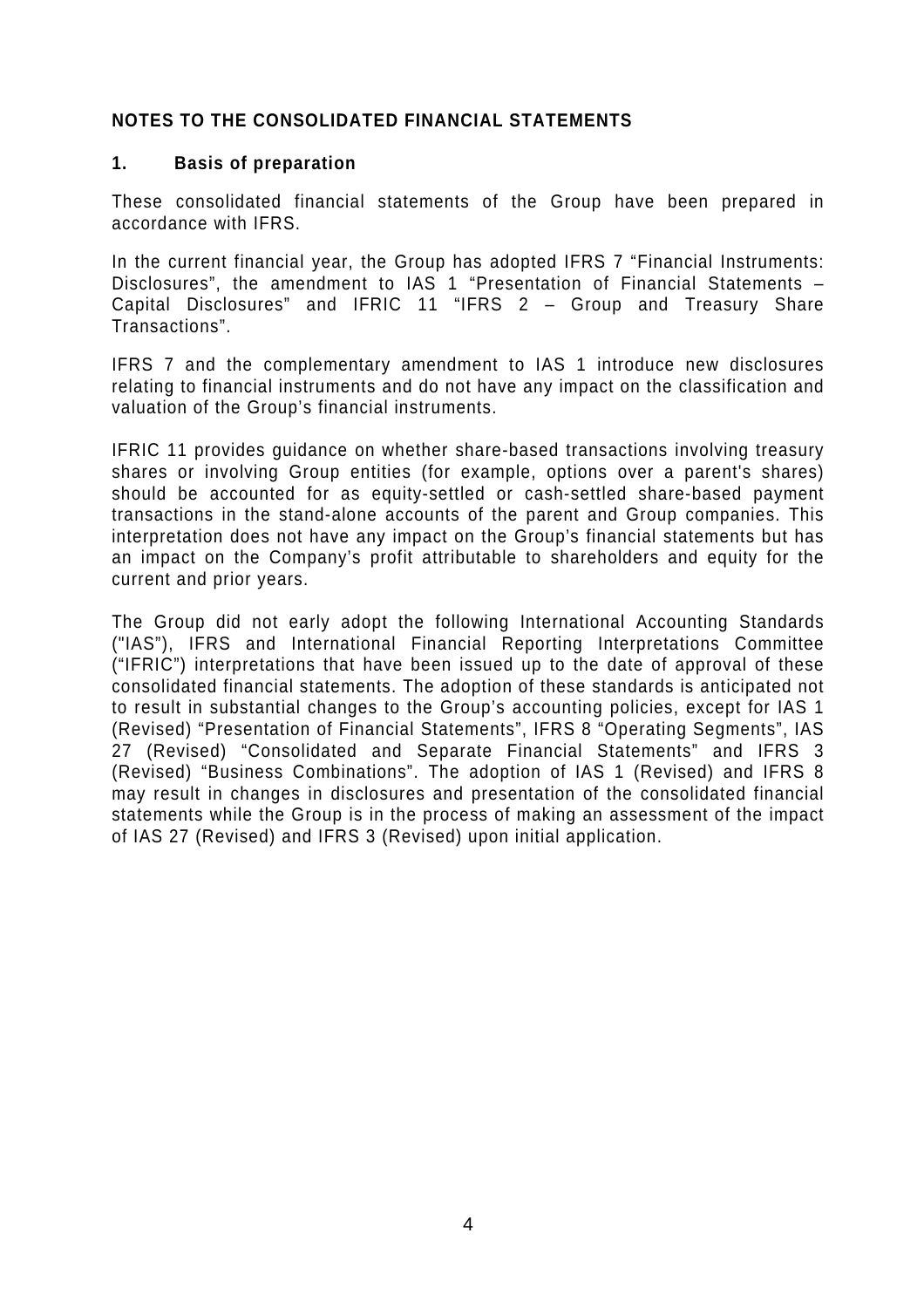## NOTES TO THE CONSOLIDATED FINANCIAL STATEMENTS

### 1. Basis of preparation

These consolidated financial statements of the Group have been prepared in accordance with IFRS.

In the current financial year, the Group has adopted IFRS 7 "Financial Instruments: Disclosures", the amendment to IAS 1 "Presentation of Financial Statements – Capital Disclosures" and IFRIC 11 "IFRS 2 – Group and Treasury Share Transactions".

IFRS 7 and the complementary amendment to IAS 1 introduce new disclosures relating to financial instruments and do not have any impact on the classification and valuation of the Group's financial instruments.

IFRIC 11 provides guidance on whether share-based transactions involving treasury shares or involving Group entities (for example, options over a parent's shares) should be accounted for as equity-settled or cash-settled share-based payment transactions in the stand-alone accounts of the parent and Group companies. This interpretation does not have any impact on the Group's financial statements but has an impact on the Company's profit attributable to shareholders and equity for the current and prior years.

The Group did not early adopt the following International Accounting Standards ("IAS"), IFRS and International Financial Reporting Interpretations Committee ("IFRIC") interpretations that have been issued up to the date of approval of these consolidated financial statements. The adoption of these standards is anticipated not to result in substantial changes to the Group's accounting policies, except for IAS 1 (Revised) "Presentation of Financial Statements", IFRS 8 "Operating Segments", IAS 27 (Revised) "Consolidated and Separate Financial Statements" and IFRS 3 (Revised) "Business Combinations". The adoption of IAS 1 (Revised) and IFRS 8 may result in changes in disclosures and presentation of the consolidated financial statements while the Group is in the process of making an assessment of the impact of IAS 27 (Revised) and IFRS 3 (Revised) upon initial application.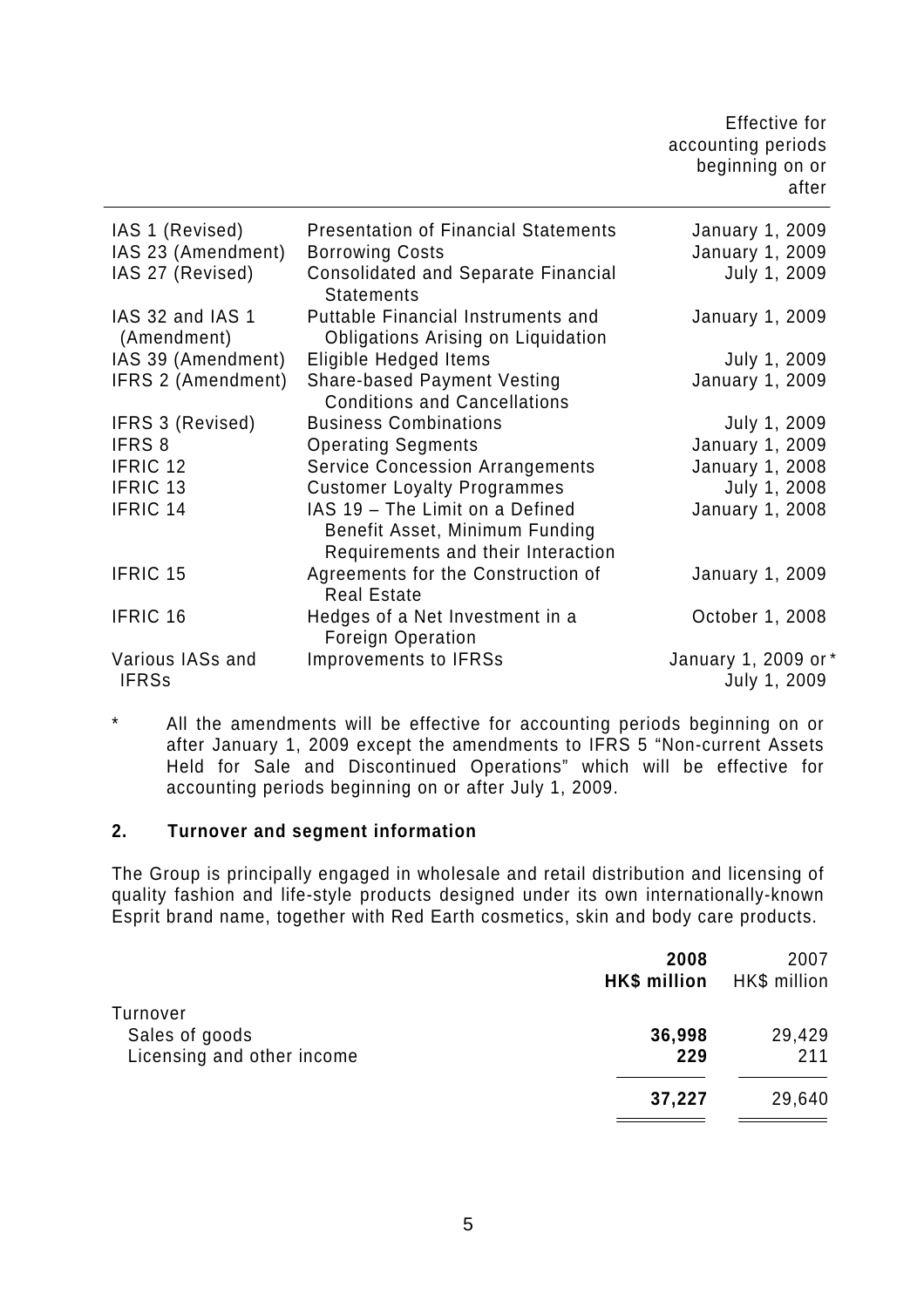| | | Effective for accounting periods beginning on or after |
|---|---|---|
| IAS 1 (Revised) | Presentation of Financial Statements | January 1, 2009 |
| IAS 23 (Amendment) | Borrowing Costs | January 1, 2009 |
| IAS 27 (Revised) | Consolidated and Separate Financial Statements | July 1, 2009 |
| IAS 32 and IAS 1 (Amendment) | Puttable Financial Instruments and Obligations Arising on Liquidation | January 1, 2009 |
| IAS 39 (Amendment) | Eligible Hedged Items | July 1, 2009 |
| IFRS 2 (Amendment) | Share-based Payment Vesting Conditions and Cancellations | January 1, 2009 |
| IFRS 3 (Revised) | Business Combinations | July 1, 2009 |
| IFRS 8 | Operating Segments | January 1, 2009 |
| IFRIC 12 | Service Concession Arrangements | January 1, 2008 |
| IFRIC 13 | Customer Loyalty Programmes | July 1, 2008 |
| IFRIC 14 | IAS 19 – The Limit on a Defined Benefit Asset, Minimum Funding Requirements and their Interaction | January 1, 2008 |
| IFRIC 15 | Agreements for the Construction of Real Estate | January 1, 2009 |
| IFRIC 16 | Hedges of a Net Investment in a Foreign Operation | October 1, 2008 |
| Various IASs and IFRSs | Improvements to IFRSs | January 1, 2009 or* July 1, 2009 |

\* All the amendments will be effective for accounting periods beginning on or after January 1, 2009 except the amendments to IFRS 5 "Non-current Assets Held for Sale and Discontinued Operations" which will be effective for accounting periods beginning on or after July 1, 2009.

## 2. Turnover and segment information

The Group is principally engaged in wholesale and retail distribution and licensing of quality fashion and life-style products designed under its own internationally-known Esprit brand name, together with Red Earth cosmetics, skin and body care products.

| | **2008** **HK$ million** | 2007 HK$ million |
|---|---|---|
| Turnover | | |
| Sales of goods | **36,998** | 29,429 |
| Licensing and other income | **229** | 211 |
| | **37,227** | 29,640 |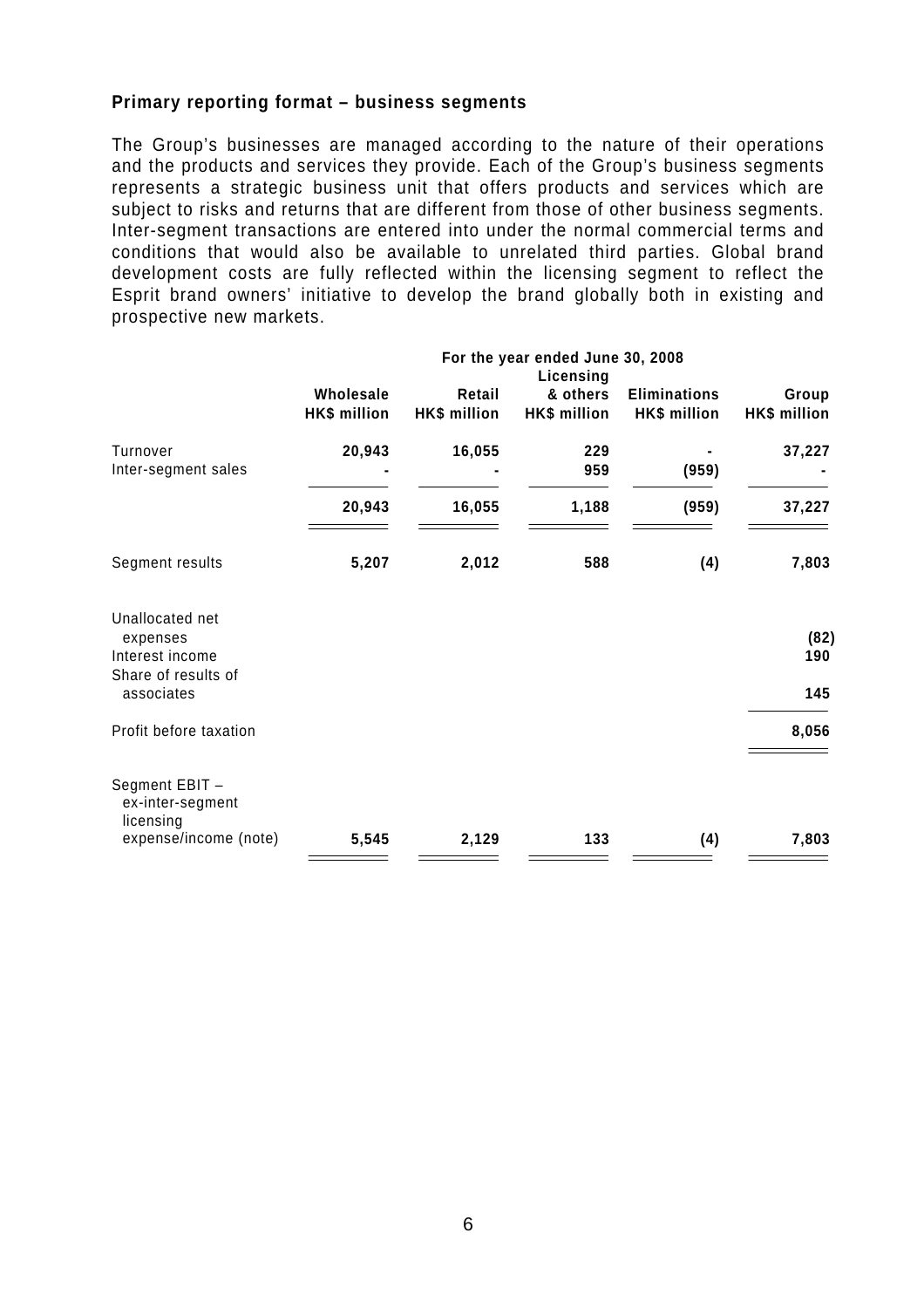**Primary reporting format – business segments**

The Group's businesses are managed according to the nature of their operations and the products and services they provide. Each of the Group's business segments represents a strategic business unit that offers products and services which are subject to risks and returns that are different from those of other business segments. Inter-segment transactions are entered into under the normal commercial terms and conditions that would also be available to unrelated third parties. Global brand development costs are fully reflected within the licensing segment to reflect the Esprit brand owners' initiative to develop the brand globally both in existing and prospective new markets.

| | For the year ended June 30, 2008 | | | | |
|---|---|---|---|---|---|
| | Wholesale HK$ million | Retail HK$ million | Licensing & others HK$ million | Eliminations HK$ million | Group HK$ million |
| Turnover | 20,943 | 16,055 | 229 | - | 37,227 |
| Inter-segment sales | - | - | 959 | (959) | - |
| | 20,943 | 16,055 | 1,188 | (959) | 37,227 |
| Segment results | 5,207 | 2,012 | 588 | (4) | 7,803 |
| Unallocated net expenses | | | | | (82) |
| Interest income | | | | | 190 |
| Share of results of associates | | | | | 145 |
| Profit before taxation | | | | | 8,056 |
| Segment EBIT – ex-inter-segment licensing expense/income (note) | 5,545 | 2,129 | 133 | (4) | 7,803 |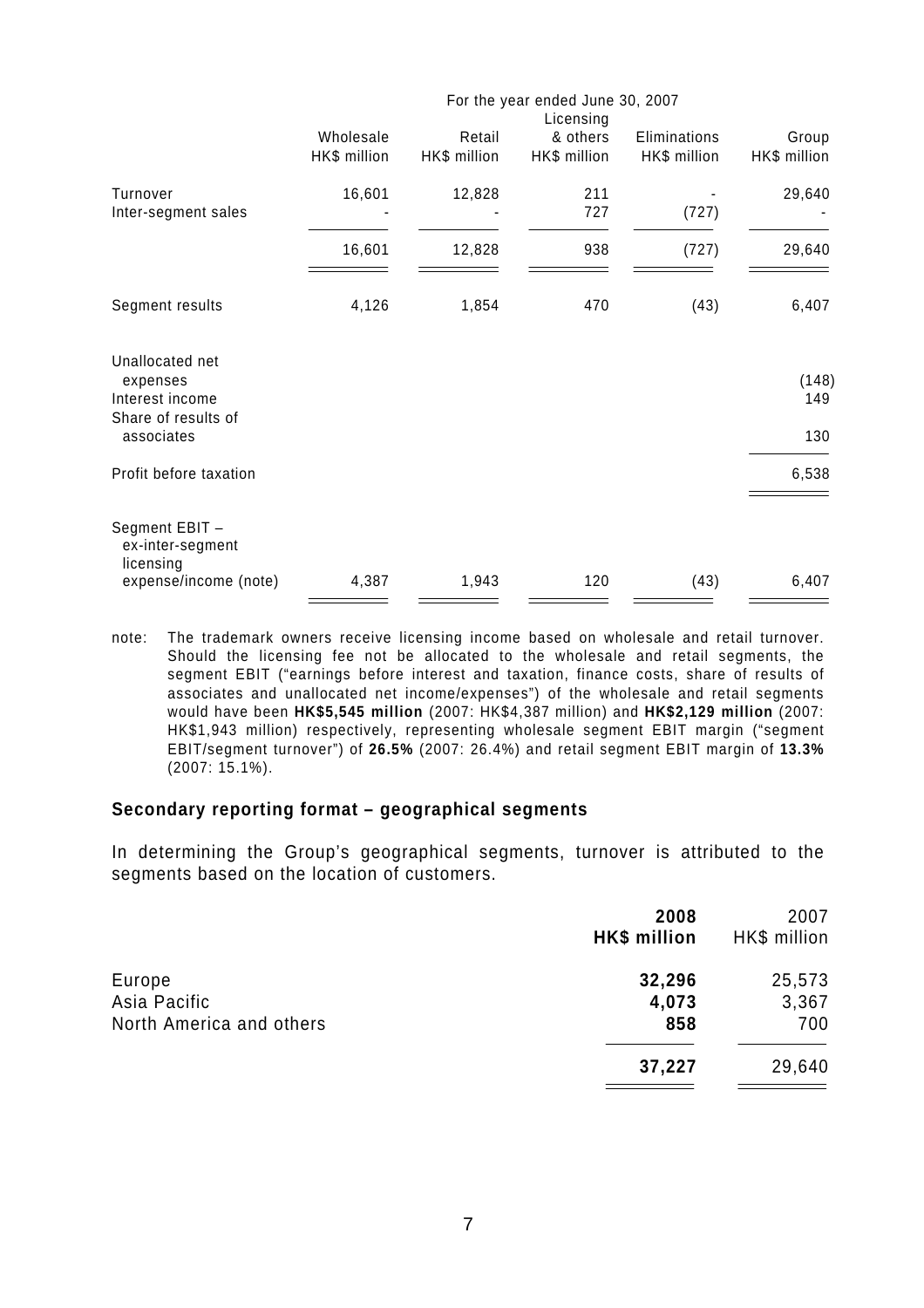| | For the year ended June 30, 2007 | | | | |
|---|---|---|---|---|---|
| | Wholesale HK$ million | Retail HK$ million | Licensing & others HK$ million | Eliminations HK$ million | Group HK$ million |
| Turnover | 16,601 | 12,828 | 211 | - | 29,640 |
| Inter-segment sales | - | - | 727 | (727) | - |
| | 16,601 | 12,828 | 938 | (727) | 29,640 |
| Segment results | 4,126 | 1,854 | 470 | (43) | 6,407 |
| Unallocated net expenses | | | | | (148) |
| Interest income | | | | | 149 |
| Share of results of associates | | | | | 130 |
| Profit before taxation | | | | | 6,538 |
| Segment EBIT – ex-inter-segment licensing expense/income (note) | 4,387 | 1,943 | 120 | (43) | 6,407 |

note: The trademark owners receive licensing income based on wholesale and retail turnover. Should the licensing fee not be allocated to the wholesale and retail segments, the segment EBIT ("earnings before interest and taxation, finance costs, share of results of associates and unallocated net income/expenses") of the wholesale and retail segments would have been **HK$5,545 million** (2007: HK$4,387 million) and **HK$2,129 million** (2007: HK$1,943 million) respectively, representing wholesale segment EBIT margin ("segment EBIT/segment turnover") of **26.5%** (2007: 26.4%) and retail segment EBIT margin of **13.3%** (2007: 15.1%).

### Secondary reporting format – geographical segments

In determining the Group's geographical segments, turnover is attributed to the segments based on the location of customers.

| | **2008 HK$ million** | 2007 HK$ million |
|---|---|---|
| Europe | **32,296** | 25,573 |
| Asia Pacific | **4,073** | 3,367 |
| North America and others | **858** | 700 |
| | **37,227** | 29,640 |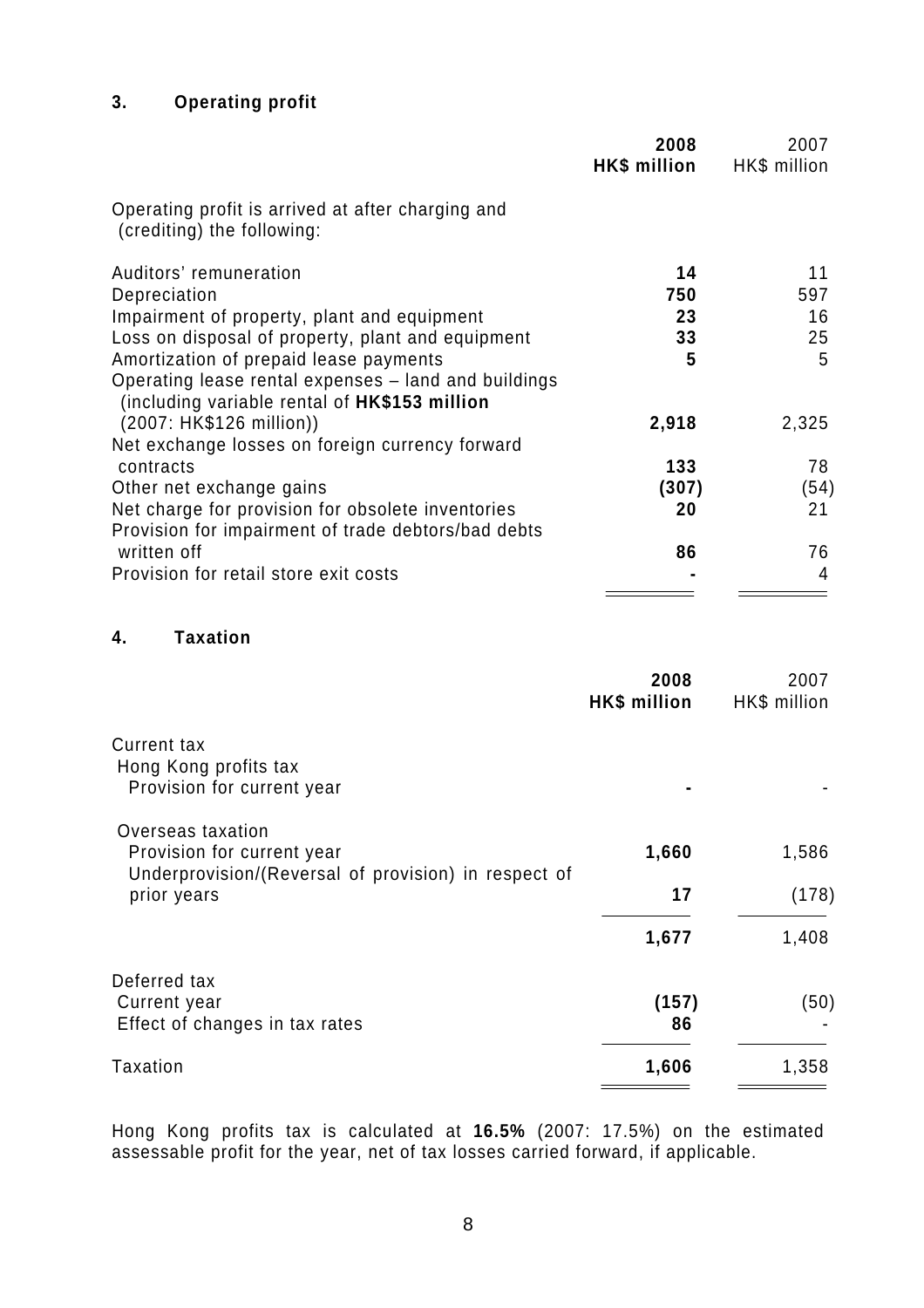## 3. Operating profit

| | **2008 HK$ million** | 2007 HK$ million |
|---|---|---|
| Operating profit is arrived at after charging and (crediting) the following: | | |
| Auditors' remuneration | **14** | 11 |
| Depreciation | **750** | 597 |
| Impairment of property, plant and equipment | **23** | 16 |
| Loss on disposal of property, plant and equipment | **33** | 25 |
| Amortization of prepaid lease payments | **5** | 5 |
| Operating lease rental expenses – land and buildings (including variable rental of **HK$153 million** (2007: HK$126 million)) | **2,918** | 2,325 |
| Net exchange losses on foreign currency forward contracts | **133** | 78 |
| Other net exchange gains | **(307)** | (54) |
| Net charge for provision for obsolete inventories | **20** | 21 |
| Provision for impairment of trade debtors/bad debts written off | **86** | 76 |
| Provision for retail store exit costs | **-** | 4 |

## 4. Taxation

| | **2008 HK$ million** | 2007 HK$ million |
|---|---|---|
| Current tax | | |
| Hong Kong profits tax | | |
| Provision for current year | **-** | - |
| Overseas taxation | | |
| Provision for current year | **1,660** | 1,586 |
| Underprovision/(Reversal of provision) in respect of prior years | **17** | (178) |
| | **1,677** | 1,408 |
| Deferred tax | | |
| Current year | **(157)** | (50) |
| Effect of changes in tax rates | **86** | - |
| Taxation | **1,606** | 1,358 |

Hong Kong profits tax is calculated at **16.5%** (2007: 17.5%) on the estimated assessable profit for the year, net of tax losses carried forward, if applicable.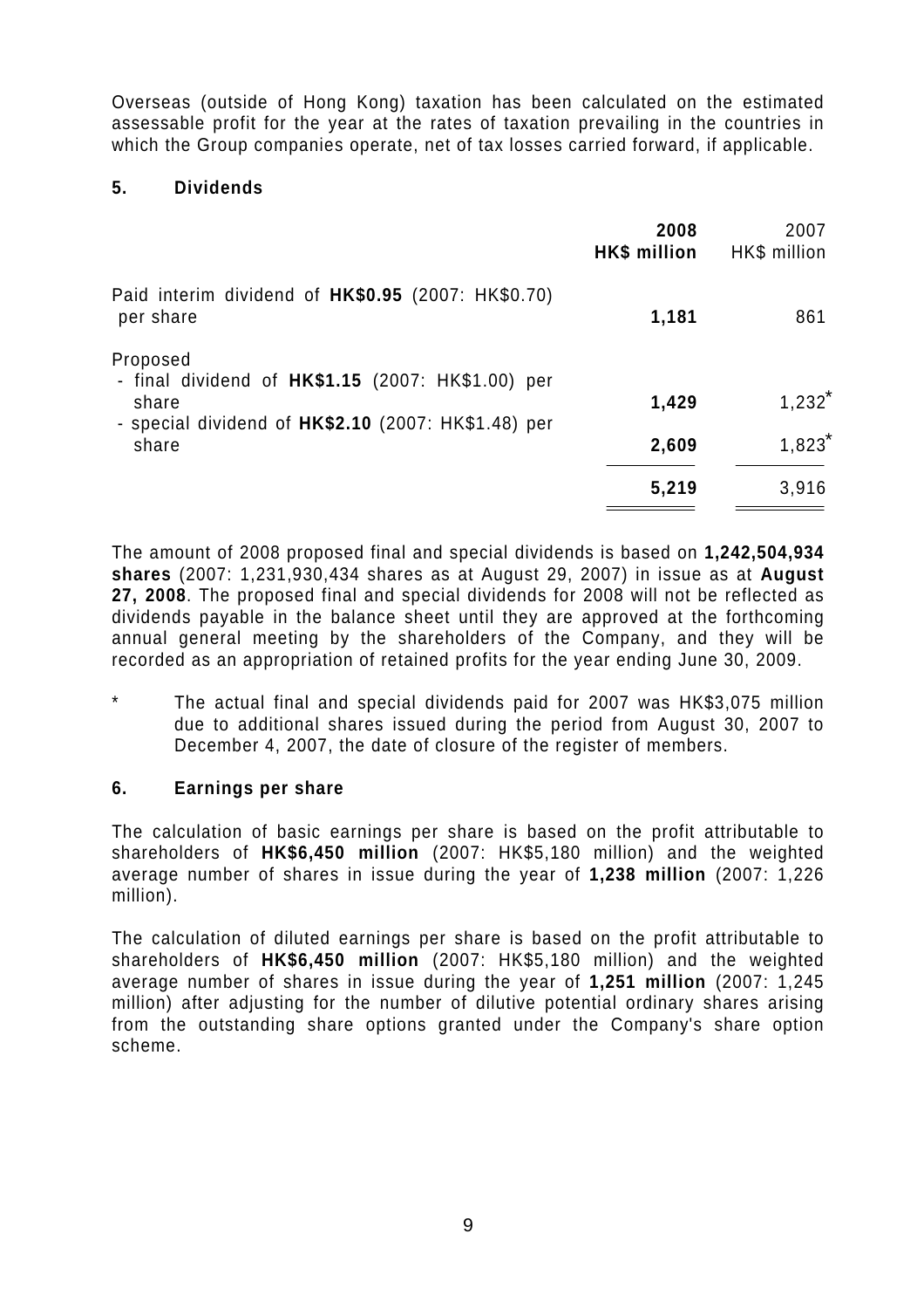Overseas (outside of Hong Kong) taxation has been calculated on the estimated assessable profit for the year at the rates of taxation prevailing in the countries in which the Group companies operate, net of tax losses carried forward, if applicable.

## 5. Dividends

| | **2008 HK$ million** | 2007 HK$ million |
|---|---|---|
| Paid interim dividend of **HK$0.95** (2007: HK$0.70) per share | **1,181** | 861 |
| Proposed | | |
| - final dividend of **HK$1.15** (2007: HK$1.00) per share | **1,429** | 1,232* |
| - special dividend of **HK$2.10** (2007: HK$1.48) per share | **2,609** | 1,823* |
| | **5,219** | 3,916 |

The amount of 2008 proposed final and special dividends is based on **1,242,504,934 shares** (2007: 1,231,930,434 shares as at August 29, 2007) in issue as at **August 27, 2008**. The proposed final and special dividends for 2008 will not be reflected as dividends payable in the balance sheet until they are approved at the forthcoming annual general meeting by the shareholders of the Company, and they will be recorded as an appropriation of retained profits for the year ending June 30, 2009.

\* The actual final and special dividends paid for 2007 was HK$3,075 million due to additional shares issued during the period from August 30, 2007 to December 4, 2007, the date of closure of the register of members.

## 6. Earnings per share

The calculation of basic earnings per share is based on the profit attributable to shareholders of **HK$6,450 million** (2007: HK$5,180 million) and the weighted average number of shares in issue during the year of **1,238 million** (2007: 1,226 million).

The calculation of diluted earnings per share is based on the profit attributable to shareholders of **HK$6,450 million** (2007: HK$5,180 million) and the weighted average number of shares in issue during the year of **1,251 million** (2007: 1,245 million) after adjusting for the number of dilutive potential ordinary shares arising from the outstanding share options granted under the Company's share option scheme.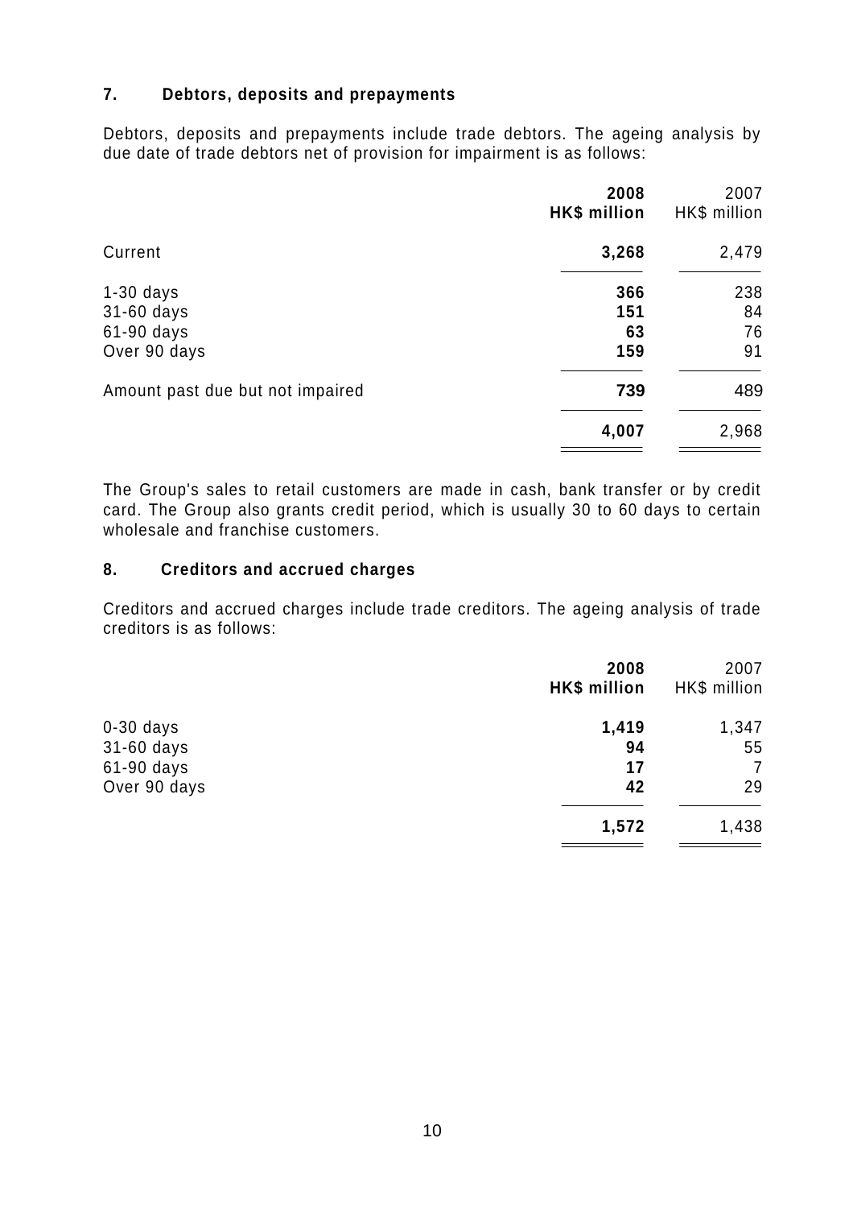## 7. Debtors, deposits and prepayments

Debtors, deposits and prepayments include trade debtors. The ageing analysis by due date of trade debtors net of provision for impairment is as follows:

| | **2008 HK$ million** | 2007 HK$ million |
|---|---|---|
| Current | **3,268** | 2,479 |
| 1-30 days | **366** | 238 |
| 31-60 days | **151** | 84 |
| 61-90 days | **63** | 76 |
| Over 90 days | **159** | 91 |
| Amount past due but not impaired | **739** | 489 |
| | **4,007** | 2,968 |

The Group's sales to retail customers are made in cash, bank transfer or by credit card. The Group also grants credit period, which is usually 30 to 60 days to certain wholesale and franchise customers.

## 8. Creditors and accrued charges

Creditors and accrued charges include trade creditors. The ageing analysis of trade creditors is as follows:

| | **2008 HK$ million** | 2007 HK$ million |
|---|---|---|
| 0-30 days | **1,419** | 1,347 |
| 31-60 days | **94** | 55 |
| 61-90 days | **17** | 7 |
| Over 90 days | **42** | 29 |
| | **1,572** | 1,438 |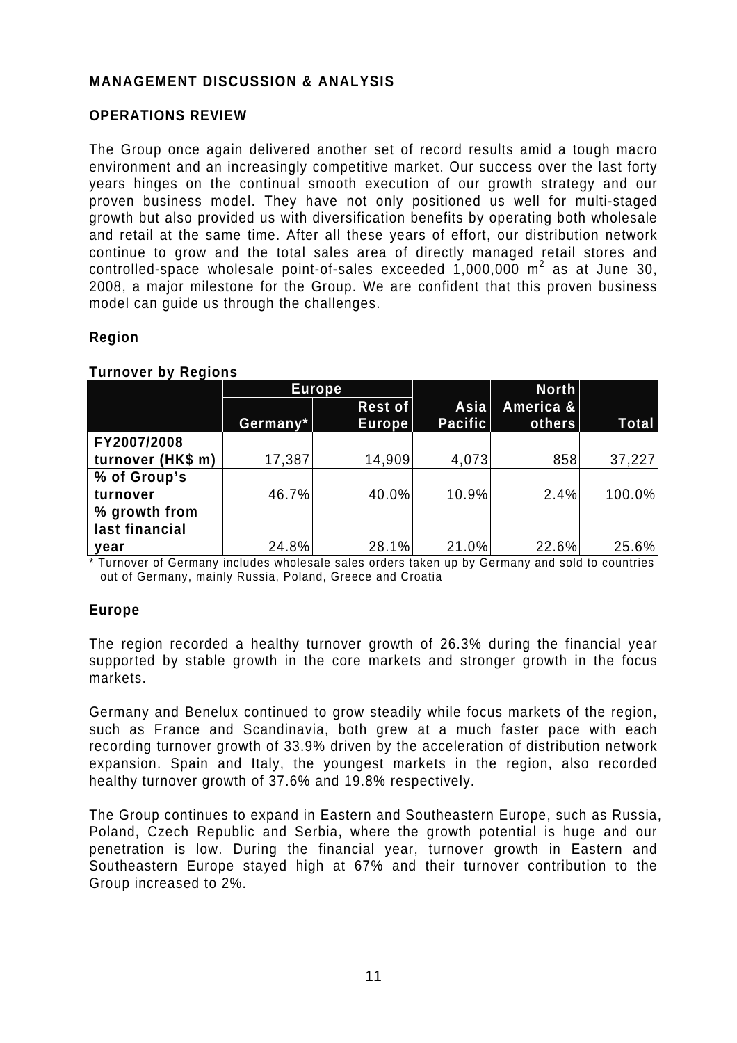## MANAGEMENT DISCUSSION & ANALYSIS

### OPERATIONS REVIEW

The Group once again delivered another set of record results amid a tough macro environment and an increasingly competitive market. Our success over the last forty years hinges on the continual smooth execution of our growth strategy and our proven business model. They have not only positioned us well for multi-staged growth but also provided us with diversification benefits by operating both wholesale and retail at the same time. After all these years of effort, our distribution network continue to grow and the total sales area of directly managed retail stores and controlled-space wholesale point-of-sales exceeded 1,000,000 $m^2$ as at June 30, 2008, a major milestone for the Group. We are confident that this proven business model can guide us through the challenges.

### Region

**Turnover by Regions**

| | Europe | | | North | |
|---|---|---|---|---|---|
| | Germany* | Rest of Europe | Asia Pacific | America & others | Total |
| FY2007/2008 turnover (HK$ m) | 17,387 | 14,909 | 4,073 | 858 | 37,227 |
| % of Group's turnover | 46.7% | 40.0% | 10.9% | 2.4% | 100.0% |
| % growth from last financial year | 24.8% | 28.1% | 21.0% | 22.6% | 25.6% |

* Turnover of Germany includes wholesale sales orders taken up by Germany and sold to countries out of Germany, mainly Russia, Poland, Greece and Croatia

### Europe

The region recorded a healthy turnover growth of 26.3% during the financial year supported by stable growth in the core markets and stronger growth in the focus markets.

Germany and Benelux continued to grow steadily while focus markets of the region, such as France and Scandinavia, both grew at a much faster pace with each recording turnover growth of 33.9% driven by the acceleration of distribution network expansion. Spain and Italy, the youngest markets in the region, also recorded healthy turnover growth of 37.6% and 19.8% respectively.

The Group continues to expand in Eastern and Southeastern Europe, such as Russia, Poland, Czech Republic and Serbia, where the growth potential is huge and our penetration is low. During the financial year, turnover growth in Eastern and Southeastern Europe stayed high at 67% and their turnover contribution to the Group increased to 2%.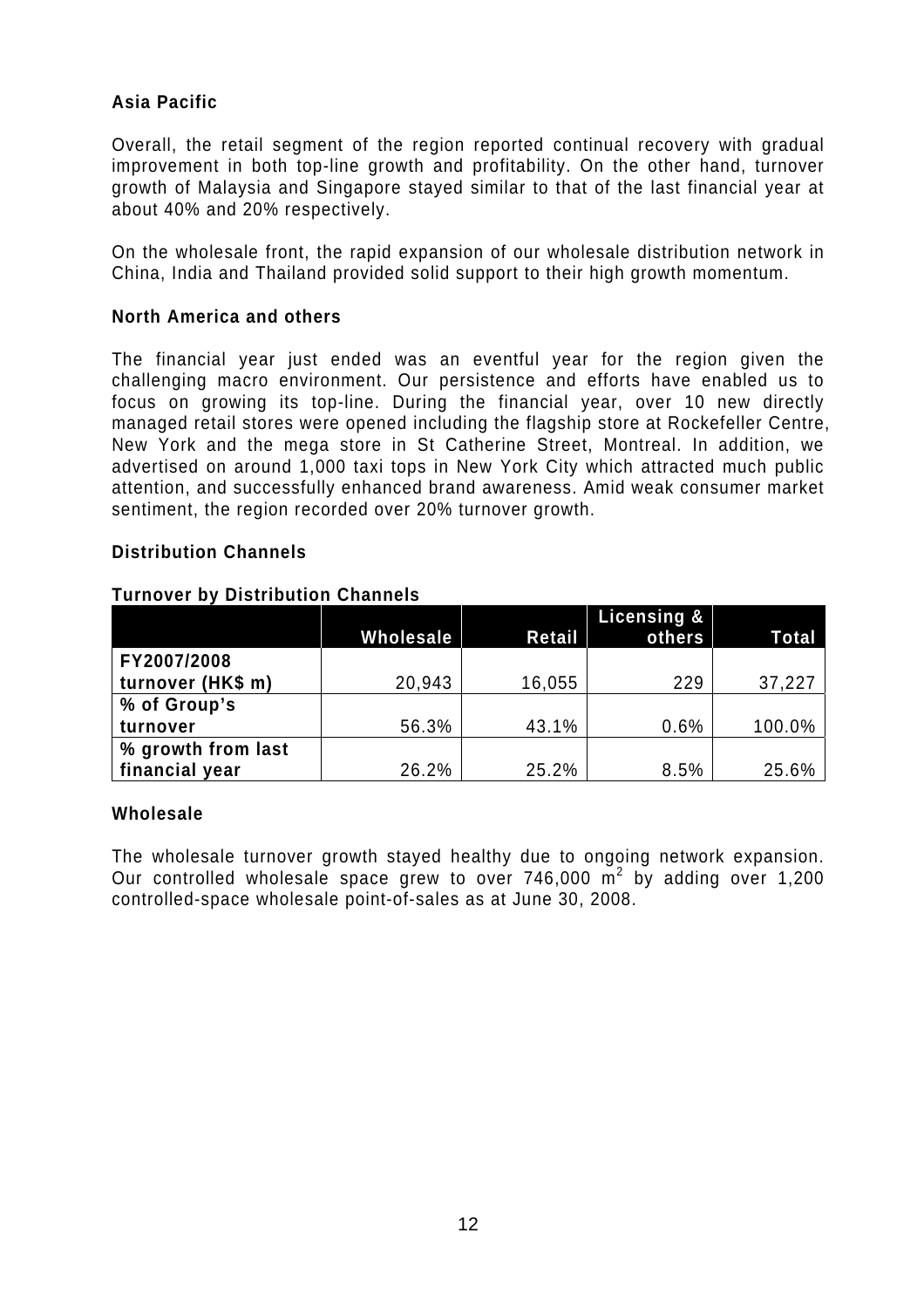### Asia Pacific

Overall, the retail segment of the region reported continual recovery with gradual improvement in both top-line growth and profitability. On the other hand, turnover growth of Malaysia and Singapore stayed similar to that of the last financial year at about 40% and 20% respectively.

On the wholesale front, the rapid expansion of our wholesale distribution network in China, India and Thailand provided solid support to their high growth momentum.

### North America and others

The financial year just ended was an eventful year for the region given the challenging macro environment. Our persistence and efforts have enabled us to focus on growing its top-line. During the financial year, over 10 new directly managed retail stores were opened including the flagship store at Rockefeller Centre, New York and the mega store in St Catherine Street, Montreal. In addition, we advertised on around 1,000 taxi tops in New York City which attracted much public attention, and successfully enhanced brand awareness. Amid weak consumer market sentiment, the region recorded over 20% turnover growth.

## Distribution Channels

**Turnover by Distribution Channels**

| | Wholesale | Retail | Licensing & others | Total |
|---|---|---|---|---|
| **FY2007/2008 turnover (HK$ m)** | 20,943 | 16,055 | 229 | 37,227 |
| **% of Group's turnover** | 56.3% | 43.1% | 0.6% | 100.0% |
| **% growth from last financial year** | 26.2% | 25.2% | 8.5% | 25.6% |

### Wholesale

The wholesale turnover growth stayed healthy due to ongoing network expansion. Our controlled wholesale space grew to over 746,000 $m^2$ by adding over 1,200 controlled-space wholesale point-of-sales as at June 30, 2008.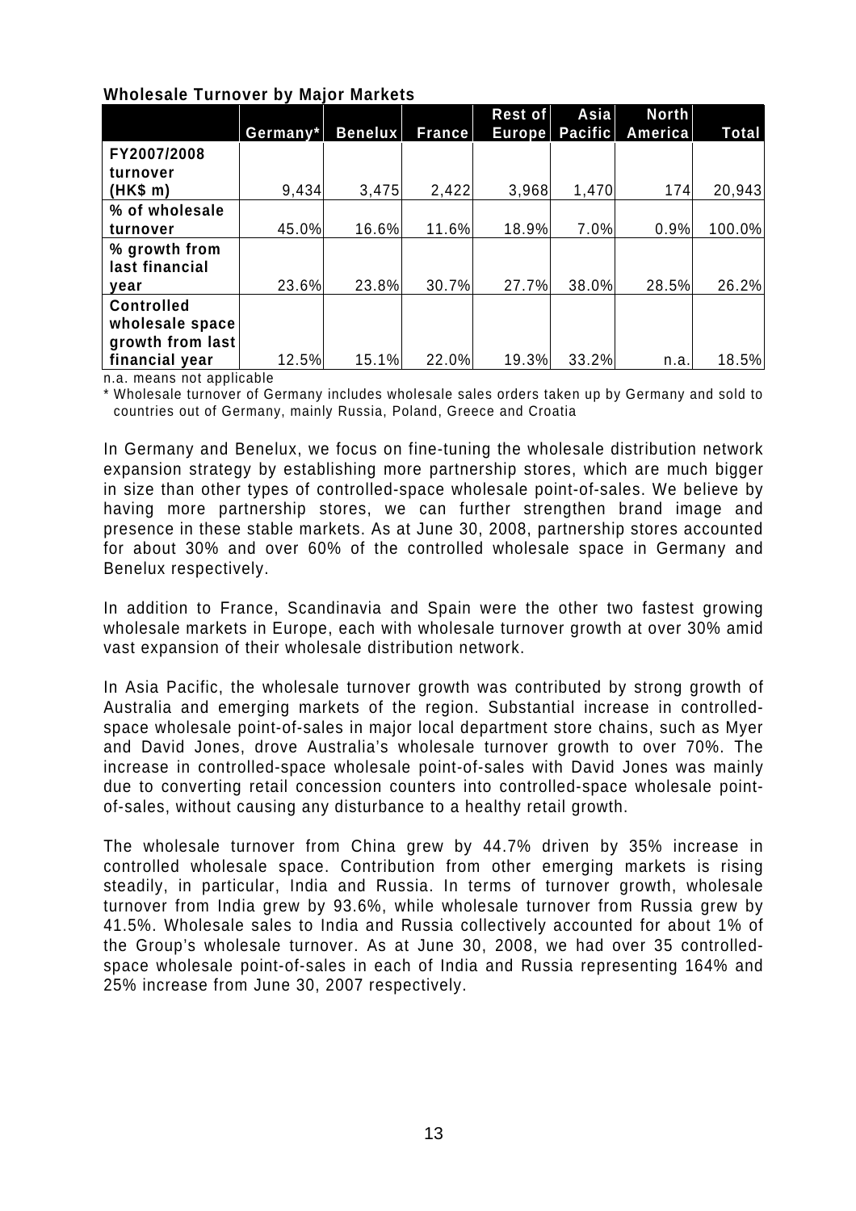**Wholesale Turnover by Major Markets**

| | Germany* | Benelux | France | Rest of Europe | Asia Pacific | North America | Total |
|---|---|---|---|---|---|---|---|
| **FY2007/2008 turnover (HK$ m)** | 9,434 | 3,475 | 2,422 | 3,968 | 1,470 | 174 | 20,943 |
| **% of wholesale turnover** | 45.0% | 16.6% | 11.6% | 18.9% | 7.0% | 0.9% | 100.0% |
| **% growth from last financial year** | 23.6% | 23.8% | 30.7% | 27.7% | 38.0% | 28.5% | 26.2% |
| **Controlled wholesale space growth from last financial year** | 12.5% | 15.1% | 22.0% | 19.3% | 33.2% | n.a. | 18.5% |

n.a. means not applicable

\* Wholesale turnover of Germany includes wholesale sales orders taken up by Germany and sold to countries out of Germany, mainly Russia, Poland, Greece and Croatia

In Germany and Benelux, we focus on fine-tuning the wholesale distribution network expansion strategy by establishing more partnership stores, which are much bigger in size than other types of controlled-space wholesale point-of-sales. We believe by having more partnership stores, we can further strengthen brand image and presence in these stable markets. As at June 30, 2008, partnership stores accounted for about 30% and over 60% of the controlled wholesale space in Germany and Benelux respectively.

In addition to France, Scandinavia and Spain were the other two fastest growing wholesale markets in Europe, each with wholesale turnover growth at over 30% amid vast expansion of their wholesale distribution network.

In Asia Pacific, the wholesale turnover growth was contributed by strong growth of Australia and emerging markets of the region. Substantial increase in controlled-space wholesale point-of-sales in major local department store chains, such as Myer and David Jones, drove Australia's wholesale turnover growth to over 70%. The increase in controlled-space wholesale point-of-sales with David Jones was mainly due to converting retail concession counters into controlled-space wholesale point-of-sales, without causing any disturbance to a healthy retail growth.

The wholesale turnover from China grew by 44.7% driven by 35% increase in controlled wholesale space. Contribution from other emerging markets is rising steadily, in particular, India and Russia. In terms of turnover growth, wholesale turnover from India grew by 93.6%, while wholesale turnover from Russia grew by 41.5%. Wholesale sales to India and Russia collectively accounted for about 1% of the Group's wholesale turnover. As at June 30, 2008, we had over 35 controlled-space wholesale point-of-sales in each of India and Russia representing 164% and 25% increase from June 30, 2007 respectively.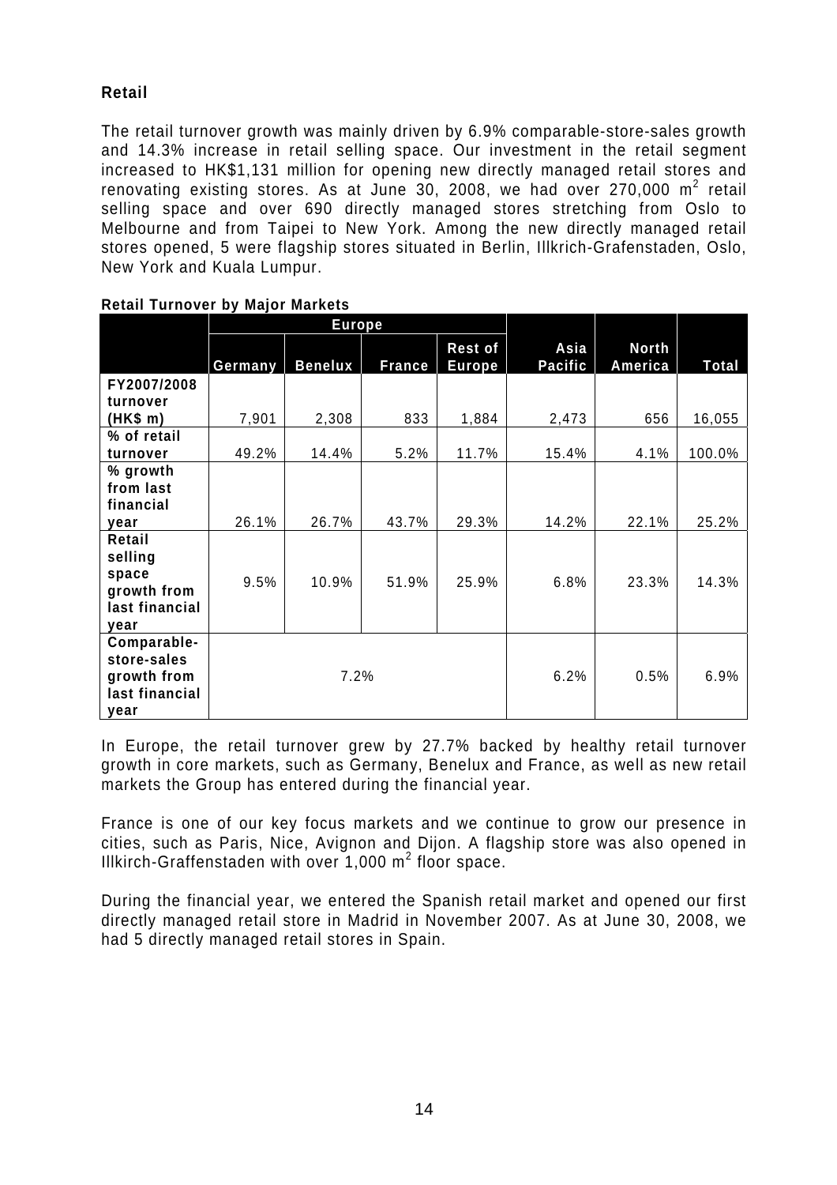## Retail

The retail turnover growth was mainly driven by 6.9% comparable-store-sales growth and 14.3% increase in retail selling space. Our investment in the retail segment increased to HK$1,131 million for opening new directly managed retail stores and renovating existing stores. As at June 30, 2008, we had over 270,000 $m^2$ retail selling space and over 690 directly managed stores stretching from Oslo to Melbourne and from Taipei to New York. Among the new directly managed retail stores opened, 5 were flagship stores situated in Berlin, Illkrich-Grafenstaden, Oslo, New York and Kuala Lumpur.

**Retail Turnover by Major Markets**

| | Europe | | | | | | |
|---|---|---|---|---|---|---|---|
| | Germany | Benelux | France | Rest of Europe | Asia Pacific | North America | Total |
| FY2007/2008 turnover (HK$ m) | 7,901 | 2,308 | 833 | 1,884 | 2,473 | 656 | 16,055 |
| % of retail turnover | 49.2% | 14.4% | 5.2% | 11.7% | 15.4% | 4.1% | 100.0% |
| % growth from last financial year | 26.1% | 26.7% | 43.7% | 29.3% | 14.2% | 22.1% | 25.2% |
| Retail selling space growth from last financial year | 9.5% | 10.9% | 51.9% | 25.9% | 6.8% | 23.3% | 14.3% |
| Comparable-store-sales growth from last financial year | 7.2% | | | | 6.2% | 0.5% | 6.9% |

In Europe, the retail turnover grew by 27.7% backed by healthy retail turnover growth in core markets, such as Germany, Benelux and France, as well as new retail markets the Group has entered during the financial year.

France is one of our key focus markets and we continue to grow our presence in cities, such as Paris, Nice, Avignon and Dijon. A flagship store was also opened in Illkirch-Graffenstaden with over 1,000 $m^2$ floor space.

During the financial year, we entered the Spanish retail market and opened our first directly managed retail store in Madrid in November 2007. As at June 30, 2008, we had 5 directly managed retail stores in Spain.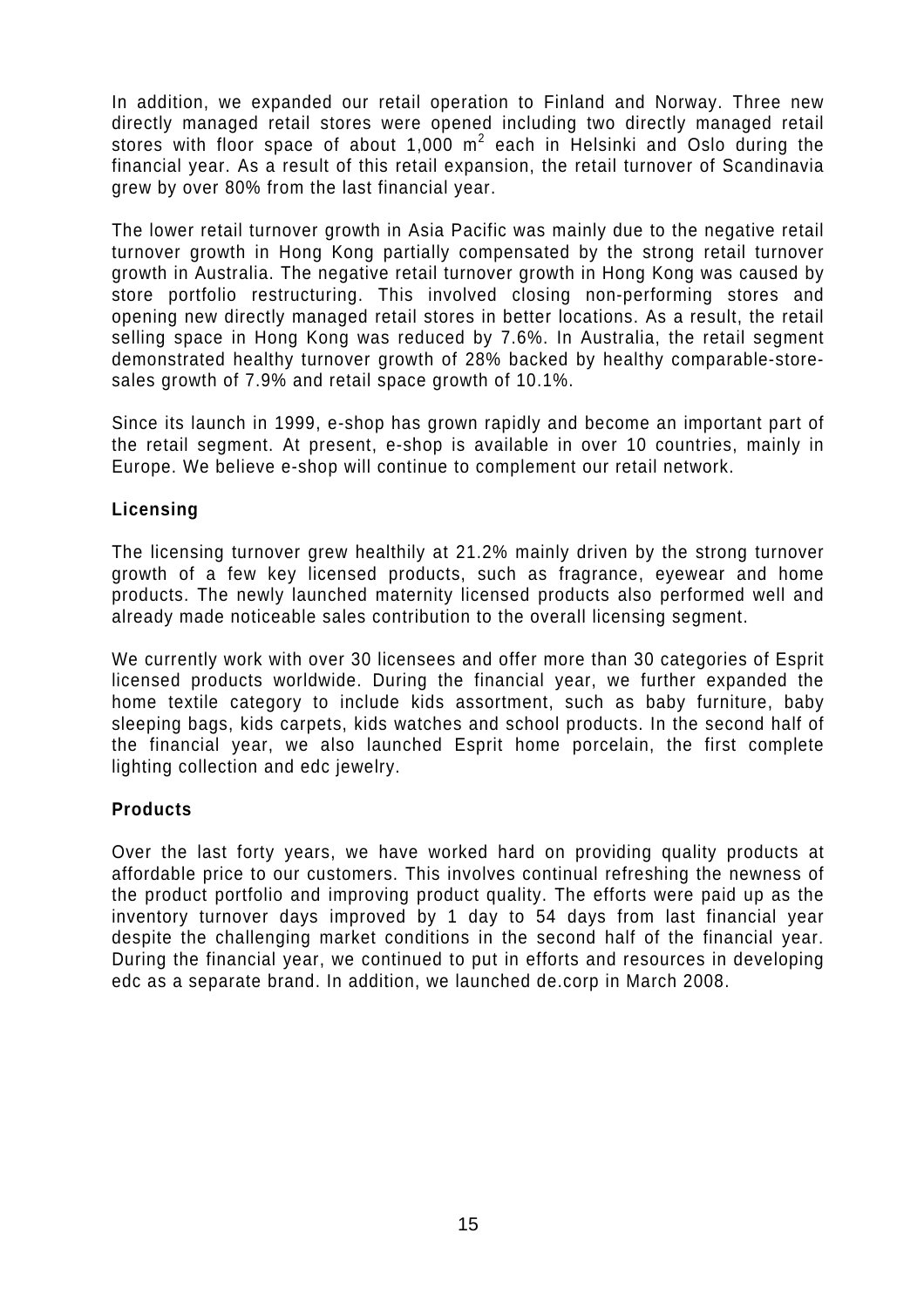In addition, we expanded our retail operation to Finland and Norway. Three new directly managed retail stores were opened including two directly managed retail stores with floor space of about 1,000 $m^2$ each in Helsinki and Oslo during the financial year. As a result of this retail expansion, the retail turnover of Scandinavia grew by over 80% from the last financial year.

The lower retail turnover growth in Asia Pacific was mainly due to the negative retail turnover growth in Hong Kong partially compensated by the strong retail turnover growth in Australia. The negative retail turnover growth in Hong Kong was caused by store portfolio restructuring. This involved closing non-performing stores and opening new directly managed retail stores in better locations. As a result, the retail selling space in Hong Kong was reduced by 7.6%. In Australia, the retail segment demonstrated healthy turnover growth of 28% backed by healthy comparable-store-sales growth of 7.9% and retail space growth of 10.1%.

Since its launch in 1999, e-shop has grown rapidly and become an important part of the retail segment. At present, e-shop is available in over 10 countries, mainly in Europe. We believe e-shop will continue to complement our retail network.

**Licensing**

The licensing turnover grew healthily at 21.2% mainly driven by the strong turnover growth of a few key licensed products, such as fragrance, eyewear and home products. The newly launched maternity licensed products also performed well and already made noticeable sales contribution to the overall licensing segment.

We currently work with over 30 licensees and offer more than 30 categories of Esprit licensed products worldwide. During the financial year, we further expanded the home textile category to include kids assortment, such as baby furniture, baby sleeping bags, kids carpets, kids watches and school products. In the second half of the financial year, we also launched Esprit home porcelain, the first complete lighting collection and edc jewelry.

**Products**

Over the last forty years, we have worked hard on providing quality products at affordable price to our customers. This involves continual refreshing the newness of the product portfolio and improving product quality. The efforts were paid up as the inventory turnover days improved by 1 day to 54 days from last financial year despite the challenging market conditions in the second half of the financial year. During the financial year, we continued to put in efforts and resources in developing edc as a separate brand. In addition, we launched de.corp in March 2008.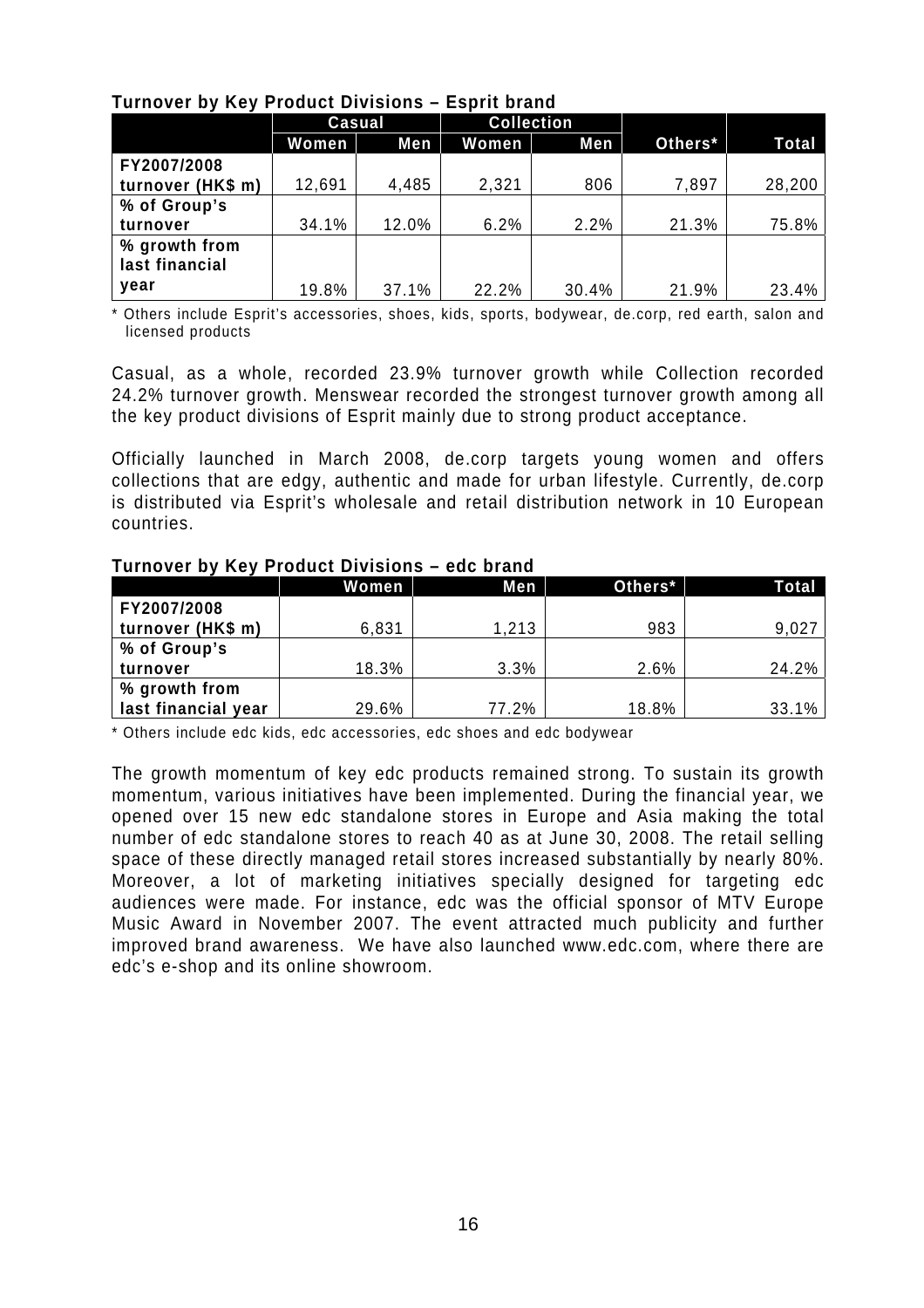**Turnover by Key Product Divisions – Esprit brand**

| | Casual | | Collection | | | |
|---|---|---|---|---|---|---|
| | Women | Men | Women | Men | Others* | Total |
| FY2007/2008 turnover (HK$ m) | 12,691 | 4,485 | 2,321 | 806 | 7,897 | 28,200 |
| % of Group's turnover | 34.1% | 12.0% | 6.2% | 2.2% | 21.3% | 75.8% |
| % growth from last financial year | 19.8% | 37.1% | 22.2% | 30.4% | 21.9% | 23.4% |

\* Others include Esprit's accessories, shoes, kids, sports, bodywear, de.corp, red earth, salon and licensed products

Casual, as a whole, recorded 23.9% turnover growth while Collection recorded 24.2% turnover growth. Menswear recorded the strongest turnover growth among all the key product divisions of Esprit mainly due to strong product acceptance.

Officially launched in March 2008, de.corp targets young women and offers collections that are edgy, authentic and made for urban lifestyle. Currently, de.corp is distributed via Esprit's wholesale and retail distribution network in 10 European countries.

**Turnover by Key Product Divisions – edc brand**

| | Women | Men | Others* | Total |
|---|---|---|---|---|
| FY2007/2008 turnover (HK$ m) | 6,831 | 1,213 | 983 | 9,027 |
| % of Group's turnover | 18.3% | 3.3% | 2.6% | 24.2% |
| % growth from last financial year | 29.6% | 77.2% | 18.8% | 33.1% |

\* Others include edc kids, edc accessories, edc shoes and edc bodywear

The growth momentum of key edc products remained strong. To sustain its growth momentum, various initiatives have been implemented. During the financial year, we opened over 15 new edc standalone stores in Europe and Asia making the total number of edc standalone stores to reach 40 as at June 30, 2008. The retail selling space of these directly managed retail stores increased substantially by nearly 80%. Moreover, a lot of marketing initiatives specially designed for targeting edc audiences were made. For instance, edc was the official sponsor of MTV Europe Music Award in November 2007. The event attracted much publicity and further improved brand awareness. We have also launched www.edc.com, where there are edc's e-shop and its online showroom.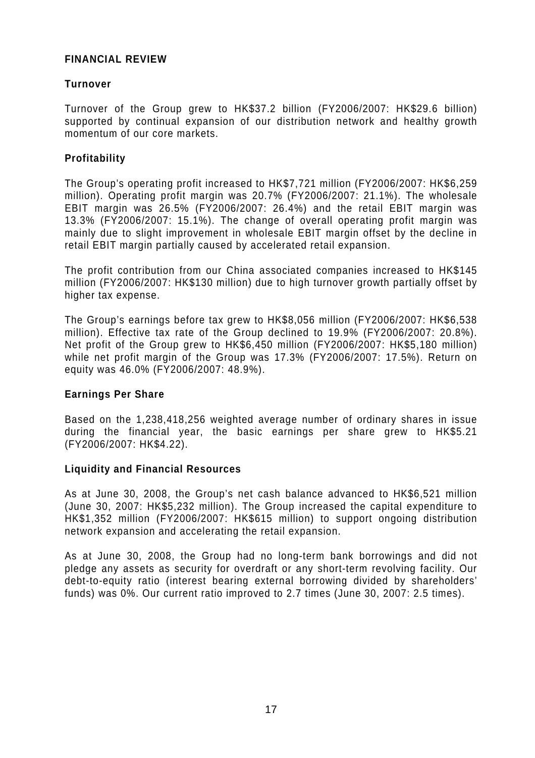## FINANCIAL REVIEW

### Turnover

Turnover of the Group grew to HK$37.2 billion (FY2006/2007: HK$29.6 billion) supported by continual expansion of our distribution network and healthy growth momentum of our core markets.

### Profitability

The Group's operating profit increased to HK$7,721 million (FY2006/2007: HK$6,259 million). Operating profit margin was 20.7% (FY2006/2007: 21.1%). The wholesale EBIT margin was 26.5% (FY2006/2007: 26.4%) and the retail EBIT margin was 13.3% (FY2006/2007: 15.1%). The change of overall operating profit margin was mainly due to slight improvement in wholesale EBIT margin offset by the decline in retail EBIT margin partially caused by accelerated retail expansion.

The profit contribution from our China associated companies increased to HK$145 million (FY2006/2007: HK$130 million) due to high turnover growth partially offset by higher tax expense.

The Group's earnings before tax grew to HK$8,056 million (FY2006/2007: HK$6,538 million). Effective tax rate of the Group declined to 19.9% (FY2006/2007: 20.8%). Net profit of the Group grew to HK$6,450 million (FY2006/2007: HK$5,180 million) while net profit margin of the Group was 17.3% (FY2006/2007: 17.5%). Return on equity was 46.0% (FY2006/2007: 48.9%).

### Earnings Per Share

Based on the 1,238,418,256 weighted average number of ordinary shares in issue during the financial year, the basic earnings per share grew to HK$5.21 (FY2006/2007: HK$4.22).

### Liquidity and Financial Resources

As at June 30, 2008, the Group's net cash balance advanced to HK$6,521 million (June 30, 2007: HK$5,232 million). The Group increased the capital expenditure to HK$1,352 million (FY2006/2007: HK$615 million) to support ongoing distribution network expansion and accelerating the retail expansion.

As at June 30, 2008, the Group had no long-term bank borrowings and did not pledge any assets as security for overdraft or any short-term revolving facility. Our debt-to-equity ratio (interest bearing external borrowing divided by shareholders' funds) was 0%. Our current ratio improved to 2.7 times (June 30, 2007: 2.5 times).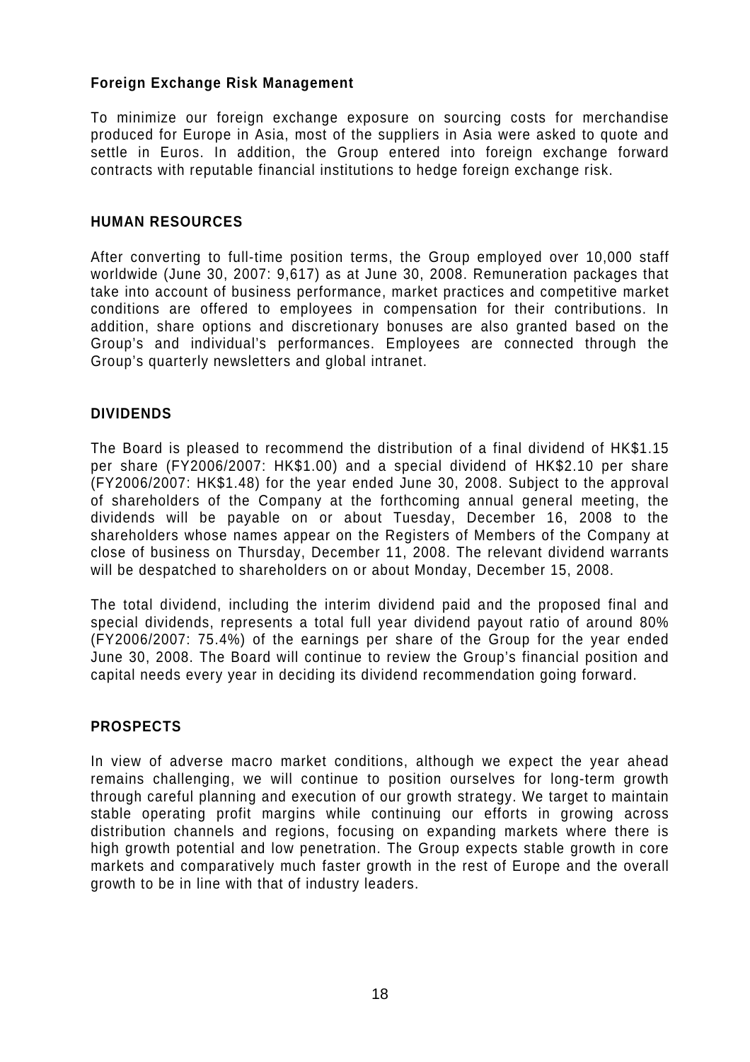### Foreign Exchange Risk Management

To minimize our foreign exchange exposure on sourcing costs for merchandise produced for Europe in Asia, most of the suppliers in Asia were asked to quote and settle in Euros. In addition, the Group entered into foreign exchange forward contracts with reputable financial institutions to hedge foreign exchange risk.

## HUMAN RESOURCES

After converting to full-time position terms, the Group employed over 10,000 staff worldwide (June 30, 2007: 9,617) as at June 30, 2008. Remuneration packages that take into account of business performance, market practices and competitive market conditions are offered to employees in compensation for their contributions. In addition, share options and discretionary bonuses are also granted based on the Group's and individual's performances. Employees are connected through the Group's quarterly newsletters and global intranet.

## DIVIDENDS

The Board is pleased to recommend the distribution of a final dividend of HK$1.15 per share (FY2006/2007: HK$1.00) and a special dividend of HK$2.10 per share (FY2006/2007: HK$1.48) for the year ended June 30, 2008. Subject to the approval of shareholders of the Company at the forthcoming annual general meeting, the dividends will be payable on or about Tuesday, December 16, 2008 to the shareholders whose names appear on the Registers of Members of the Company at close of business on Thursday, December 11, 2008. The relevant dividend warrants will be despatched to shareholders on or about Monday, December 15, 2008.

The total dividend, including the interim dividend paid and the proposed final and special dividends, represents a total full year dividend payout ratio of around 80% (FY2006/2007: 75.4%) of the earnings per share of the Group for the year ended June 30, 2008. The Board will continue to review the Group's financial position and capital needs every year in deciding its dividend recommendation going forward.

## PROSPECTS

In view of adverse macro market conditions, although we expect the year ahead remains challenging, we will continue to position ourselves for long-term growth through careful planning and execution of our growth strategy. We target to maintain stable operating profit margins while continuing our efforts in growing across distribution channels and regions, focusing on expanding markets where there is high growth potential and low penetration. The Group expects stable growth in core markets and comparatively much faster growth in the rest of Europe and the overall growth to be in line with that of industry leaders.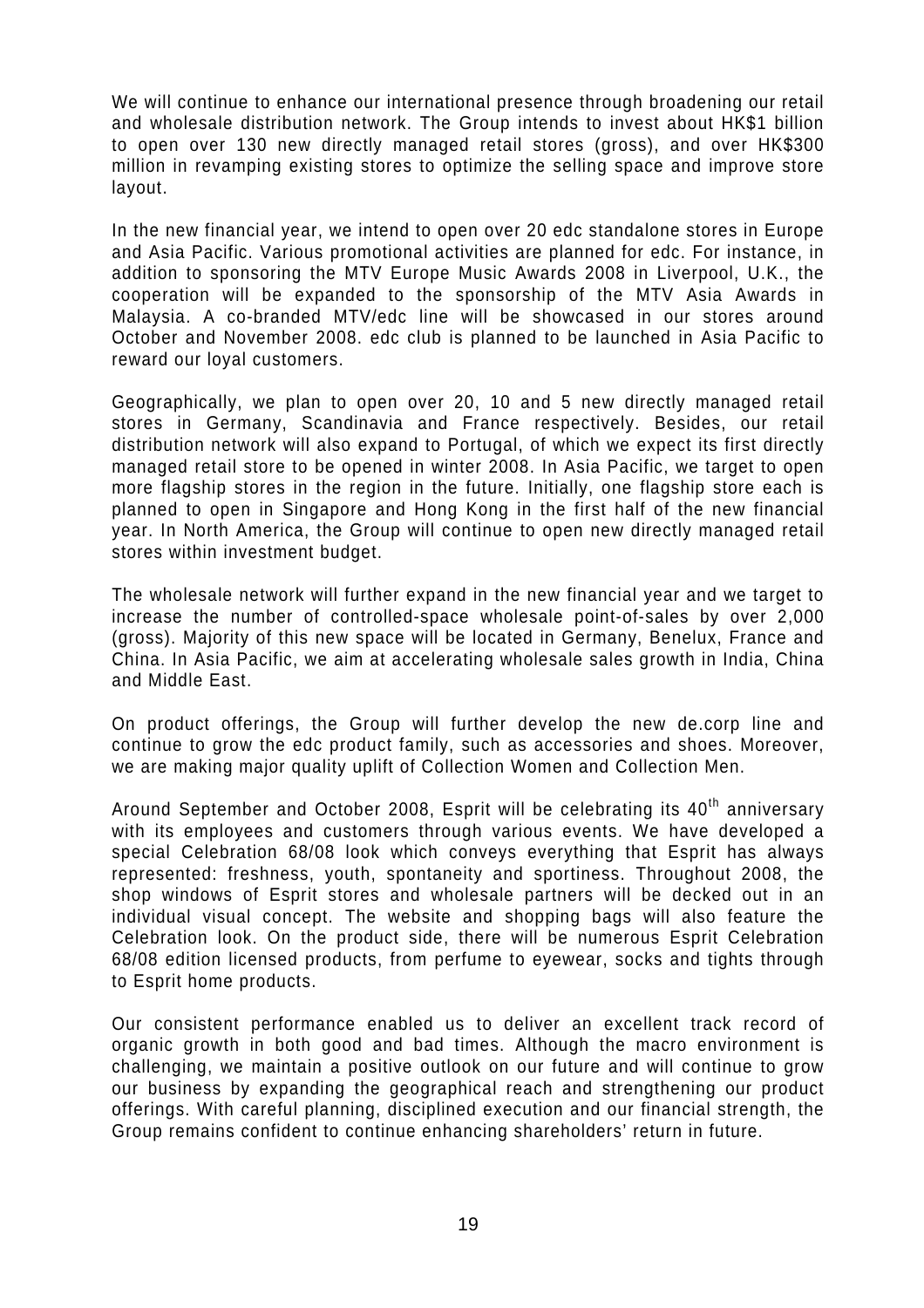We will continue to enhance our international presence through broadening our retail and wholesale distribution network. The Group intends to invest about HK$1 billion to open over 130 new directly managed retail stores (gross), and over HK$300 million in revamping existing stores to optimize the selling space and improve store layout.

In the new financial year, we intend to open over 20 edc standalone stores in Europe and Asia Pacific. Various promotional activities are planned for edc. For instance, in addition to sponsoring the MTV Europe Music Awards 2008 in Liverpool, U.K., the cooperation will be expanded to the sponsorship of the MTV Asia Awards in Malaysia. A co-branded MTV/edc line will be showcased in our stores around October and November 2008. edc club is planned to be launched in Asia Pacific to reward our loyal customers.

Geographically, we plan to open over 20, 10 and 5 new directly managed retail stores in Germany, Scandinavia and France respectively. Besides, our retail distribution network will also expand to Portugal, of which we expect its first directly managed retail store to be opened in winter 2008. In Asia Pacific, we target to open more flagship stores in the region in the future. Initially, one flagship store each is planned to open in Singapore and Hong Kong in the first half of the new financial year. In North America, the Group will continue to open new directly managed retail stores within investment budget.

The wholesale network will further expand in the new financial year and we target to increase the number of controlled-space wholesale point-of-sales by over 2,000 (gross). Majority of this new space will be located in Germany, Benelux, France and China. In Asia Pacific, we aim at accelerating wholesale sales growth in India, China and Middle East.

On product offerings, the Group will further develop the new de.corp line and continue to grow the edc product family, such as accessories and shoes. Moreover, we are making major quality uplift of Collection Women and Collection Men.

Around September and October 2008, Esprit will be celebrating its 40th anniversary with its employees and customers through various events. We have developed a special Celebration 68/08 look which conveys everything that Esprit has always represented: freshness, youth, spontaneity and sportiness. Throughout 2008, the shop windows of Esprit stores and wholesale partners will be decked out in an individual visual concept. The website and shopping bags will also feature the Celebration look. On the product side, there will be numerous Esprit Celebration 68/08 edition licensed products, from perfume to eyewear, socks and tights through to Esprit home products.

Our consistent performance enabled us to deliver an excellent track record of organic growth in both good and bad times. Although the macro environment is challenging, we maintain a positive outlook on our future and will continue to grow our business by expanding the geographical reach and strengthening our product offerings. With careful planning, disciplined execution and our financial strength, the Group remains confident to continue enhancing shareholders' return in future.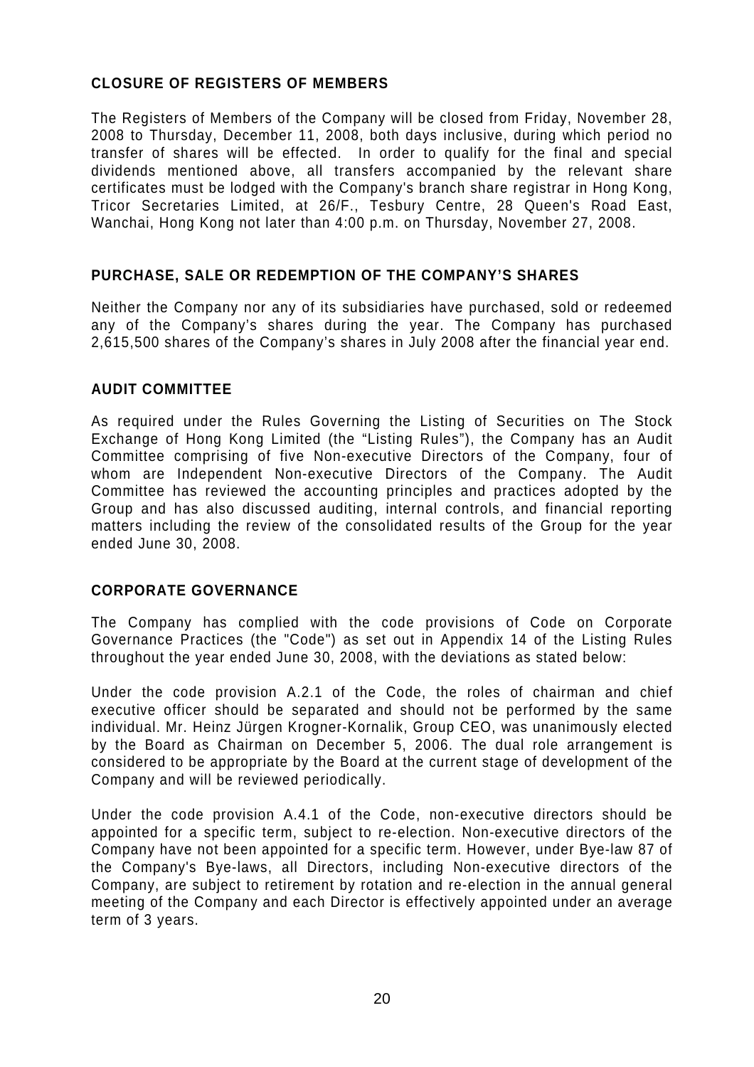## CLOSURE OF REGISTERS OF MEMBERS

The Registers of Members of the Company will be closed from Friday, November 28, 2008 to Thursday, December 11, 2008, both days inclusive, during which period no transfer of shares will be effected. In order to qualify for the final and special dividends mentioned above, all transfers accompanied by the relevant share certificates must be lodged with the Company's branch share registrar in Hong Kong, Tricor Secretaries Limited, at 26/F., Tesbury Centre, 28 Queen's Road East, Wanchai, Hong Kong not later than 4:00 p.m. on Thursday, November 27, 2008.

## PURCHASE, SALE OR REDEMPTION OF THE COMPANY'S SHARES

Neither the Company nor any of its subsidiaries have purchased, sold or redeemed any of the Company's shares during the year. The Company has purchased 2,615,500 shares of the Company's shares in July 2008 after the financial year end.

## AUDIT COMMITTEE

As required under the Rules Governing the Listing of Securities on The Stock Exchange of Hong Kong Limited (the "Listing Rules"), the Company has an Audit Committee comprising of five Non-executive Directors of the Company, four of whom are Independent Non-executive Directors of the Company. The Audit Committee has reviewed the accounting principles and practices adopted by the Group and has also discussed auditing, internal controls, and financial reporting matters including the review of the consolidated results of the Group for the year ended June 30, 2008.

## CORPORATE GOVERNANCE

The Company has complied with the code provisions of Code on Corporate Governance Practices (the "Code") as set out in Appendix 14 of the Listing Rules throughout the year ended June 30, 2008, with the deviations as stated below:

Under the code provision A.2.1 of the Code, the roles of chairman and chief executive officer should be separated and should not be performed by the same individual. Mr. Heinz Jürgen Krogner-Kornalik, Group CEO, was unanimously elected by the Board as Chairman on December 5, 2006. The dual role arrangement is considered to be appropriate by the Board at the current stage of development of the Company and will be reviewed periodically.

Under the code provision A.4.1 of the Code, non-executive directors should be appointed for a specific term, subject to re-election. Non-executive directors of the Company have not been appointed for a specific term. However, under Bye-law 87 of the Company's Bye-laws, all Directors, including Non-executive directors of the Company, are subject to retirement by rotation and re-election in the annual general meeting of the Company and each Director is effectively appointed under an average term of 3 years.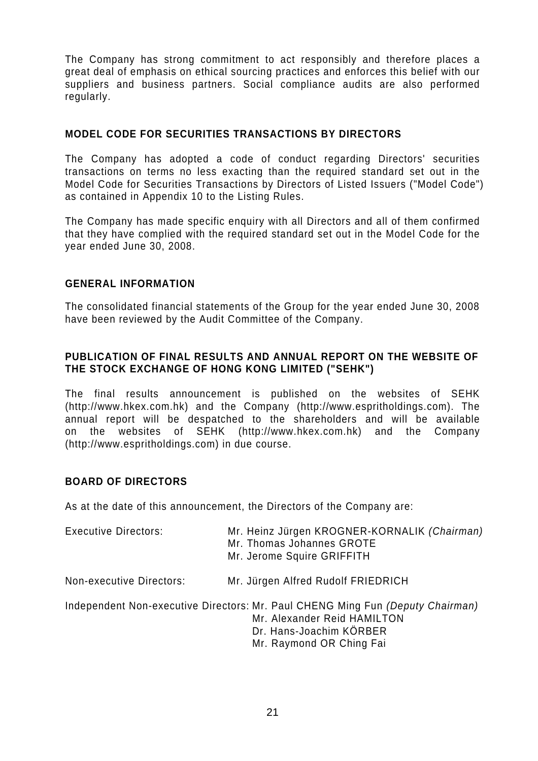The Company has strong commitment to act responsibly and therefore places a great deal of emphasis on ethical sourcing practices and enforces this belief with our suppliers and business partners. Social compliance audits are also performed regularly.

## MODEL CODE FOR SECURITIES TRANSACTIONS BY DIRECTORS

The Company has adopted a code of conduct regarding Directors' securities transactions on terms no less exacting than the required standard set out in the Model Code for Securities Transactions by Directors of Listed Issuers ("Model Code") as contained in Appendix 10 to the Listing Rules.

The Company has made specific enquiry with all Directors and all of them confirmed that they have complied with the required standard set out in the Model Code for the year ended June 30, 2008.

## GENERAL INFORMATION

The consolidated financial statements of the Group for the year ended June 30, 2008 have been reviewed by the Audit Committee of the Company.

## PUBLICATION OF FINAL RESULTS AND ANNUAL REPORT ON THE WEBSITE OF THE STOCK EXCHANGE OF HONG KONG LIMITED ("SEHK")

The final results announcement is published on the websites of SEHK (http://www.hkex.com.hk) and the Company (http://www.espritholdings.com). The annual report will be despatched to the shareholders and will be available on the websites of SEHK (http://www.hkex.com.hk) and the Company (http://www.espritholdings.com) in due course.

## BOARD OF DIRECTORS

As at the date of this announcement, the Directors of the Company are:

| | |
|---|---|
| Executive Directors: | Mr. Heinz Jürgen KROGNER-KORNALIK *(Chairman)*<br>Mr. Thomas Johannes GROTE<br>Mr. Jerome Squire GRIFFITH |
| Non-executive Directors: | Mr. Jürgen Alfred Rudolf FRIEDRICH |
| Independent Non-executive Directors: | Mr. Paul CHENG Ming Fun *(Deputy Chairman)*<br>Mr. Alexander Reid HAMILTON<br>Dr. Hans-Joachim KÖRBER<br>Mr. Raymond OR Ching Fai |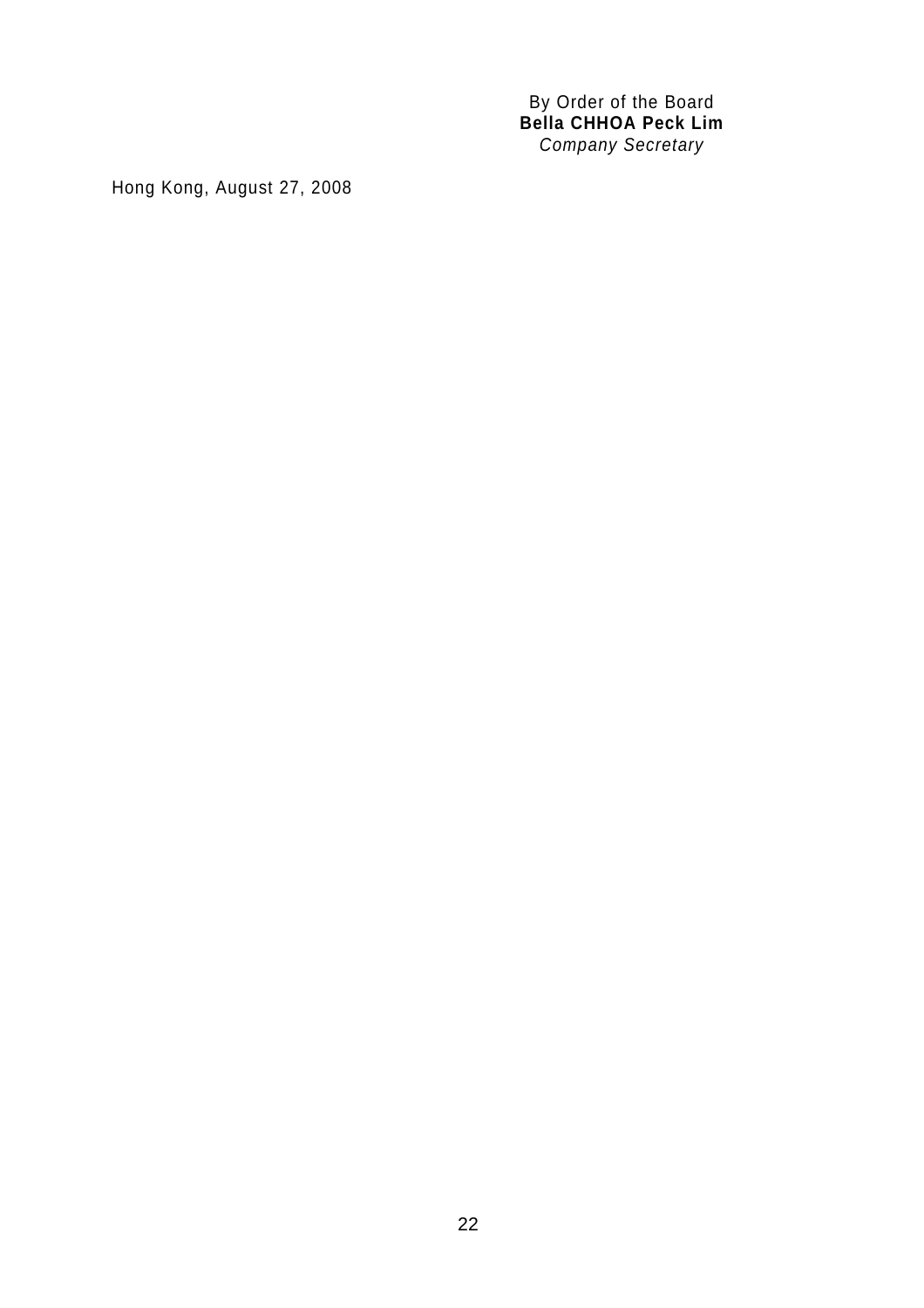By Order of the Board
**Bella CHHOA Peck Lim**
*Company Secretary*

Hong Kong, August 27, 2008